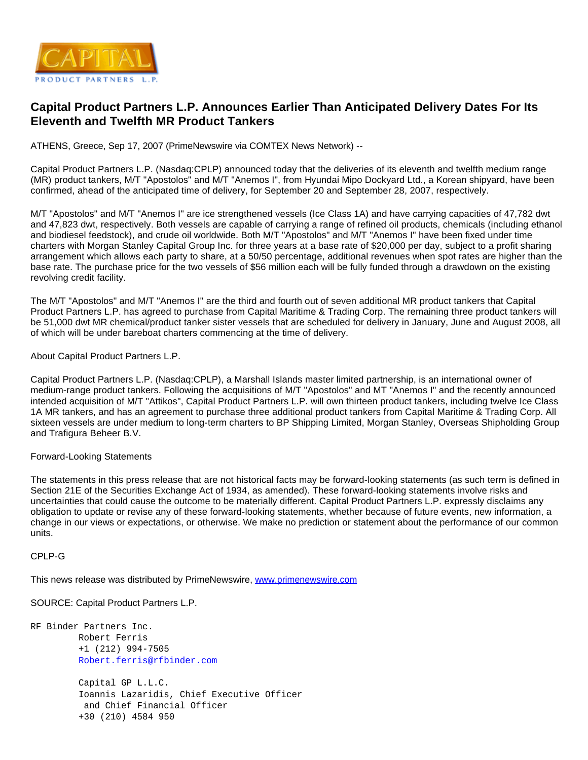# Capital Product Partners L.P. Announces Earlier Than Anticipated Delivery Dates For Its Eleventh and Twelfth MR Product Tankers

ATHENS, Greece, Sep 17, 2007 (PrimeNewswire via COMTEX News Network) --

Capital Product Partners L.P. (Nasdaq:CPLP) announced today that the deliveries of its eleventh and twelfth medium range (MR) product tankers, M/T "Apostolos" and M/T "Anemos I", from Hyundai Mipo Dockyard Ltd., a Korean shipyard, have been confirmed, ahead of the anticipated time of delivery, for September 20 and September 28, 2007, respectively.

M/T "Apostolos" and M/T "Anemos I" are ice strengthened vessels (Ice Class 1A) and have carrying capacities of 47,782 dwt and 47,823 dwt, respectively. Both vessels are capable of carrying a range of refined oil products, chemicals (including ethanol and biodiesel feedstock), and crude oil worldwide. Both M/T "Apostolos" and M/T "Anemos I" have been fixed under time charters with Morgan Stanley Capital Group Inc. for three years at a base rate of $20,000 per day, subject to a profit sharing arrangement which allows each party to share, at a 50/50 percentage, additional revenues when spot rates are higher than the base rate. The purchase price for the two vessels of $56 million each will be fully funded through a drawdown on the existing revolving credit facility.

The M/T "Apostolos" and M/T "Anemos I" are the third and fourth out of seven additional MR product tankers that Capital Product Partners L.P. has agreed to purchase from Capital Maritime & Trading Corp. The remaining three product tankers will be 51,000 dwt MR chemical/product tanker sister vessels that are scheduled for delivery in January, June and August 2008, all of which will be under bareboat charters commencing at the time of delivery.

About Capital Product Partners L.P.

Capital Product Partners L.P. (Nasdaq:CPLP), a Marshall Islands master limited partnership, is an international owner of medium-range product tankers. Following the acquisitions of M/T "Apostolos" and MT "Anemos I" and the recently announced intended acquisition of M/T "Attikos", Capital Product Partners L.P. will own thirteen product tankers, including twelve Ice Class 1A MR tankers, and has an agreement to purchase three additional product tankers from Capital Maritime & Trading Corp. All sixteen vessels are under medium to long-term charters to BP Shipping Limited, Morgan Stanley, Overseas Shipholding Group and Trafigura Beheer B.V.

Forward-Looking Statements

The statements in this press release that are not historical facts may be forward-looking statements (as such term is defined in Section 21E of the Securities Exchange Act of 1934, as amended). These forward-looking statements involve risks and uncertainties that could cause the outcome to be materially different. Capital Product Partners L.P. expressly disclaims any obligation to update or revise any of these forward-looking statements, whether because of future events, new information, a change in our views or expectations, or otherwise. We make no prediction or statement about the performance of our common units.

CPLP-G

This news release was distributed by PrimeNewswire, www.primenewswire.com

SOURCE: Capital Product Partners L.P.

RF Binder Partners Inc.
Robert Ferris
+1 (212) 994-7505
Robert.ferris@rfbinder.com

Capital GP L.L.C.
Ioannis Lazaridis, Chief Executive Officer
and Chief Financial Officer
+30 (210) 4584 950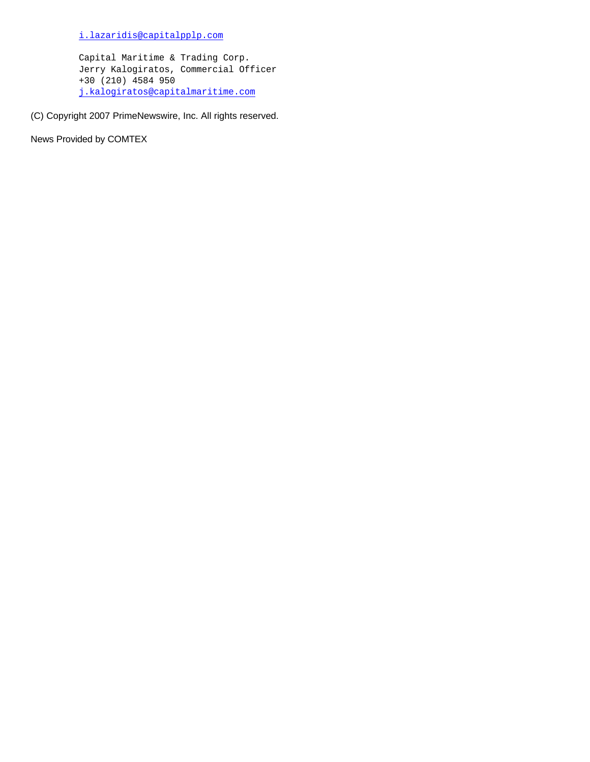i.lazaridis@capitalpplp.com

Capital Maritime & Trading Corp.
Jerry Kalogiratos, Commercial Officer
+30 (210) 4584 950
j.kalogiratos@capitalmaritime.com

(C) Copyright 2007 PrimeNewswire, Inc. All rights reserved.

News Provided by COMTEX